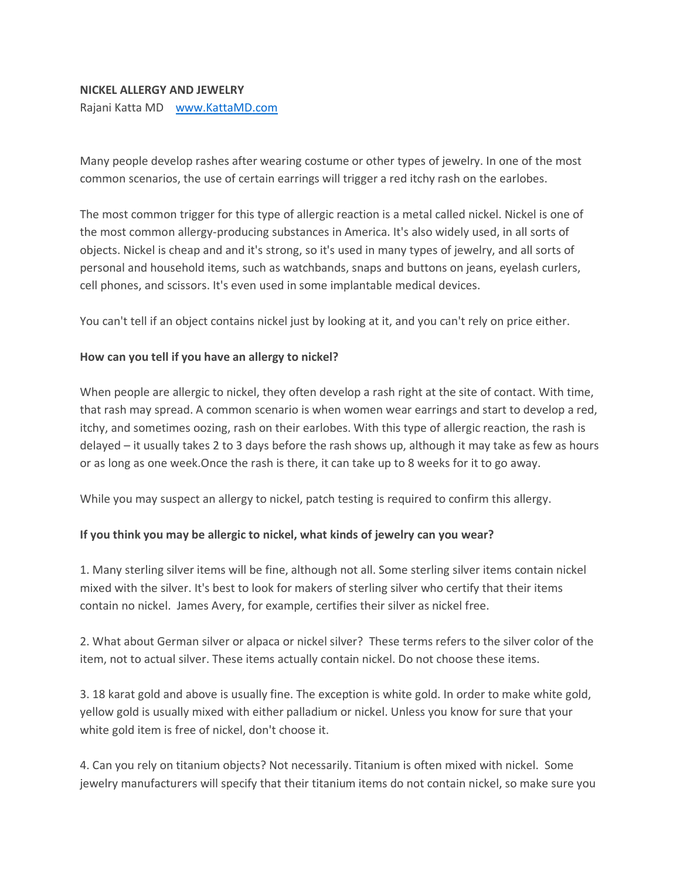**NICKEL ALLERGY AND JEWELRY**

Rajani Katta MD    www.KattaMD.com

Many people develop rashes after wearing costume or other types of jewelry. In one of the most common scenarios, the use of certain earrings will trigger a red itchy rash on the earlobes.

The most common trigger for this type of allergic reaction is a metal called nickel. Nickel is one of the most common allergy-producing substances in America. It's also widely used, in all sorts of objects. Nickel is cheap and and it's strong, so it's used in many types of jewelry, and all sorts of personal and household items, such as watchbands, snaps and buttons on jeans, eyelash curlers, cell phones, and scissors. It's even used in some implantable medical devices.

You can't tell if an object contains nickel just by looking at it, and you can't rely on price either.

**How can you tell if you have an allergy to nickel?**

When people are allergic to nickel, they often develop a rash right at the site of contact. With time, that rash may spread. A common scenario is when women wear earrings and start to develop a red, itchy, and sometimes oozing, rash on their earlobes. With this type of allergic reaction, the rash is delayed – it usually takes 2 to 3 days before the rash shows up, although it may take as few as hours or as long as one week.Once the rash is there, it can take up to 8 weeks for it to go away.

While you may suspect an allergy to nickel, patch testing is required to confirm this allergy.

**If you think you may be allergic to nickel, what kinds of jewelry can you wear?**

1. Many sterling silver items will be fine, although not all. Some sterling silver items contain nickel mixed with the silver. It's best to look for makers of sterling silver who certify that their items contain no nickel.  James Avery, for example, certifies their silver as nickel free.

2. What about German silver or alpaca or nickel silver?  These terms refers to the silver color of the item, not to actual silver. These items actually contain nickel. Do not choose these items.

3. 18 karat gold and above is usually fine. The exception is white gold. In order to make white gold, yellow gold is usually mixed with either palladium or nickel. Unless you know for sure that your white gold item is free of nickel, don't choose it.

4. Can you rely on titanium objects? Not necessarily. Titanium is often mixed with nickel.  Some jewelry manufacturers will specify that their titanium items do not contain nickel, so make sure you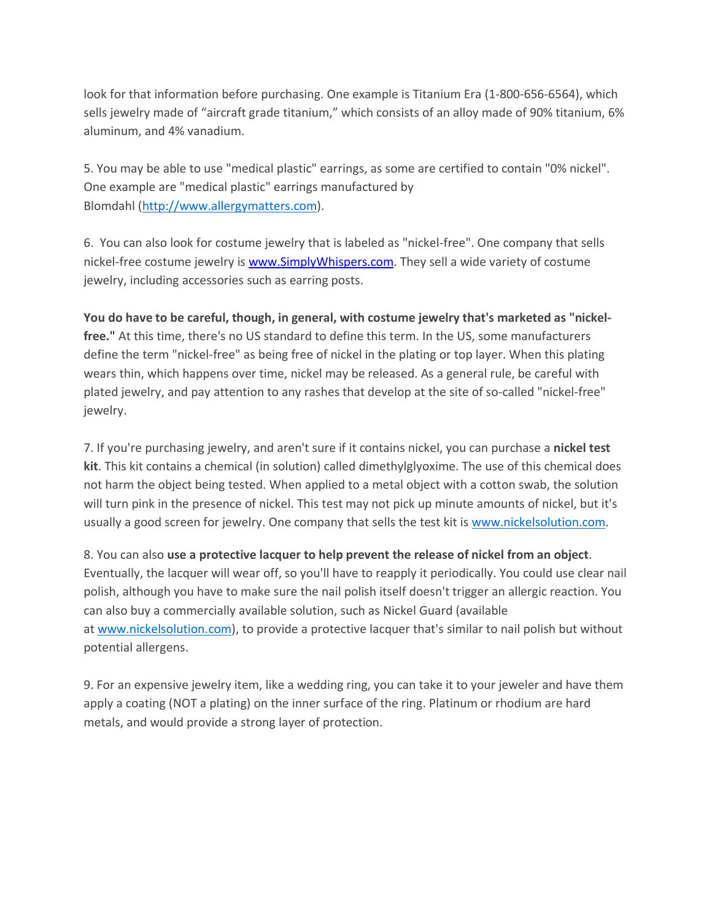look for that information before purchasing. One example is Titanium Era (1-800-656-6564), which sells jewelry made of “aircraft grade titanium,” which consists of an alloy made of 90% titanium, 6% aluminum, and 4% vanadium.

5. You may be able to use "medical plastic" earrings, as some are certified to contain "0% nickel". One example are "medical plastic" earrings manufactured by Blomdahl (http://www.allergymatters.com).

6. You can also look for costume jewelry that is labeled as "nickel-free". One company that sells nickel-free costume jewelry is www.SimplyWhispers.com. They sell a wide variety of costume jewelry, including accessories such as earring posts.

**You do have to be careful, though, in general, with costume jewelry that's marketed as "nickel-free."** At this time, there's no US standard to define this term. In the US, some manufacturers define the term "nickel-free" as being free of nickel in the plating or top layer. When this plating wears thin, which happens over time, nickel may be released. As a general rule, be careful with plated jewelry, and pay attention to any rashes that develop at the site of so-called "nickel-free" jewelry.

7. If you're purchasing jewelry, and aren't sure if it contains nickel, you can purchase a **nickel test kit**. This kit contains a chemical (in solution) called dimethylglyoxime. The use of this chemical does not harm the object being tested. When applied to a metal object with a cotton swab, the solution will turn pink in the presence of nickel. This test may not pick up minute amounts of nickel, but it's usually a good screen for jewelry. One company that sells the test kit is www.nickelsolution.com.

8. You can also **use a protective lacquer to help prevent the release of nickel from an object**. Eventually, the lacquer will wear off, so you'll have to reapply it periodically. You could use clear nail polish, although you have to make sure the nail polish itself doesn't trigger an allergic reaction. You can also buy a commercially available solution, such as Nickel Guard (available at www.nickelsolution.com), to provide a protective lacquer that's similar to nail polish but without potential allergens.

9. For an expensive jewelry item, like a wedding ring, you can take it to your jeweler and have them apply a coating (NOT a plating) on the inner surface of the ring. Platinum or rhodium are hard metals, and would provide a strong layer of protection.